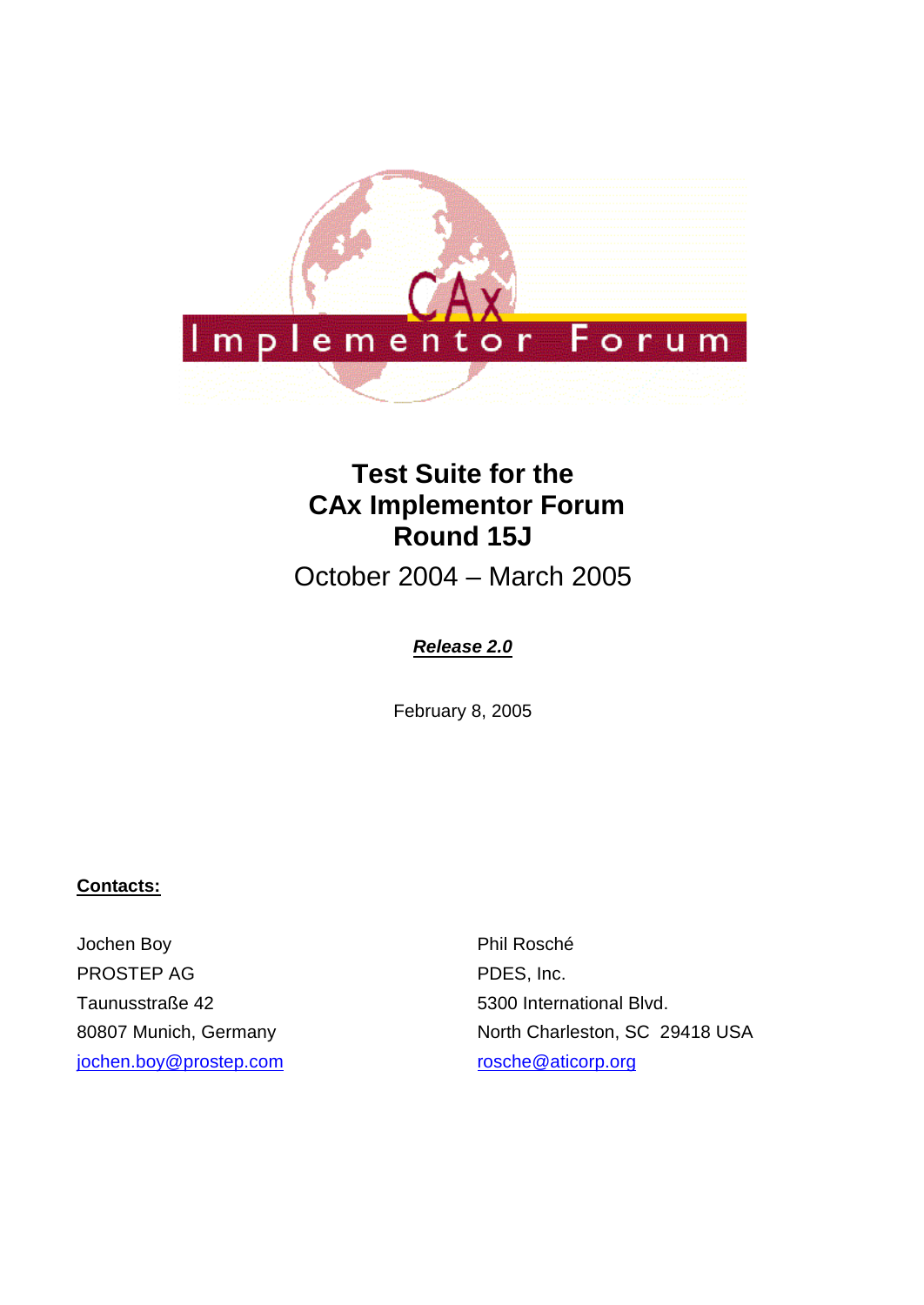# Test Suite for the CAx Implementor Forum Round 15J

October 2004 – March 2005

***Release 2.0***

February 8, 2005

**Contacts:**

Jochen Boy
PROSTEP AG
Taunusstraße 42
80807 Munich, Germany
jochen.boy@prostep.com

Phil Rosché
PDES, Inc.
5300 International Blvd.
North Charleston, SC 29418 USA
rosche@aticorp.org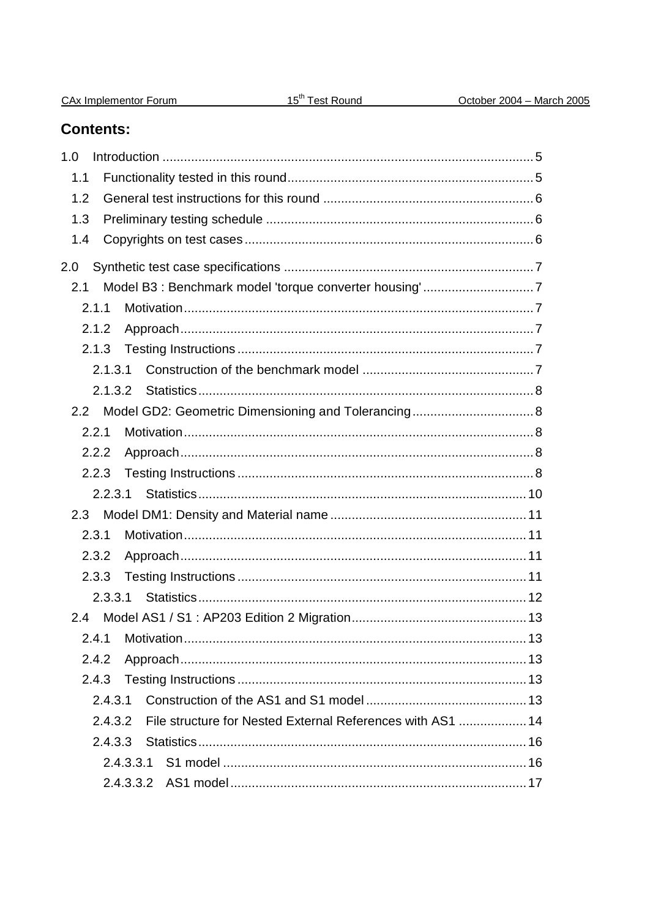## Contents:

1.0 Introduction ........................................................................................................ 5
  1.1 Functionality tested in this round .................................................................... 5
  1.2 General test instructions for this round ........................................................... 6
  1.3 Preliminary testing schedule ........................................................................... 6
  1.4 Copyrights on test cases ................................................................................. 6

2.0 Synthetic test case specifications ...................................................................... 7
  2.1 Model B3 : Benchmark model 'torque converter housing' ............................... 7
    2.1.1 Motivation ................................................................................................. 7
    2.1.2 Approach .................................................................................................. 7
    2.1.3 Testing Instructions .................................................................................. 7
      2.1.3.1 Construction of the benchmark model ................................................ 7
      2.1.3.2 Statistics ............................................................................................. 8
  2.2 Model GD2: Geometric Dimensioning and Tolerancing .................................. 8
    2.2.1 Motivation ................................................................................................. 8
    2.2.2 Approach .................................................................................................. 8
    2.2.3 Testing Instructions .................................................................................. 8
      2.2.3.1 Statistics ........................................................................................... 10
  2.3 Model DM1: Density and Material name ....................................................... 11
    2.3.1 Motivation ............................................................................................... 11
    2.3.2 Approach ................................................................................................ 11
    2.3.3 Testing Instructions ................................................................................ 11
      2.3.3.1 Statistics ........................................................................................... 12
  2.4 Model AS1 / S1 : AP203 Edition 2 Migration ................................................ 13
    2.4.1 Motivation ............................................................................................... 13
    2.4.2 Approach ................................................................................................ 13
    2.4.3 Testing Instructions ................................................................................ 13
      2.4.3.1 Construction of the AS1 and S1 model ............................................ 13
      2.4.3.2 File structure for Nested External References with AS1 ................... 14
      2.4.3.3 Statistics ........................................................................................... 16
        2.4.3.3.1 S1 model .................................................................................... 16
        2.4.3.3.2 AS1 model .................................................................................. 17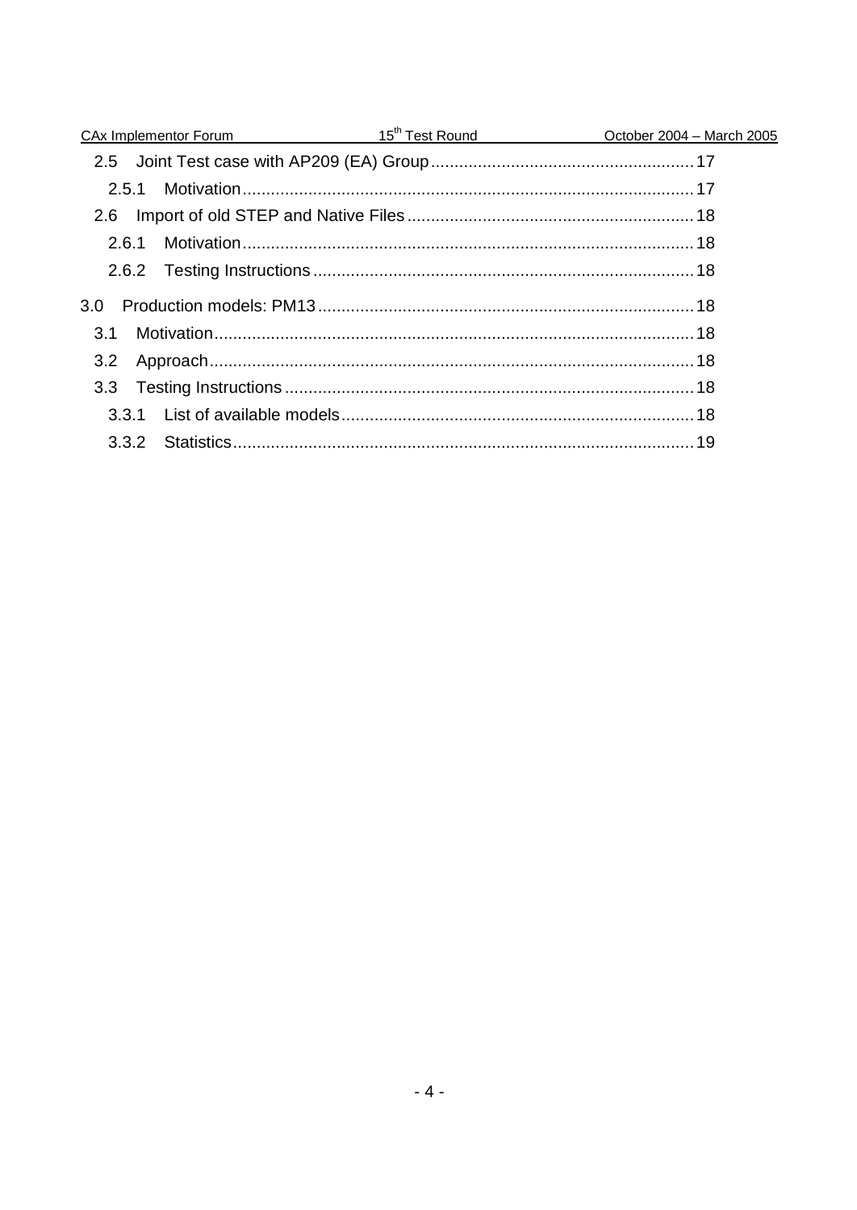2.5 Joint Test case with AP209 (EA) Group ........................................................ 17

2.5.1 Motivation ................................................................................................ 17

2.6 Import of old STEP and Native Files ............................................................ 18

2.6.1 Motivation ................................................................................................ 18

2.6.2 Testing Instructions ................................................................................. 18

3.0 Production models: PM13 ............................................................................... 18

3.1 Motivation ...................................................................................................... 18

3.2 Approach ....................................................................................................... 18

3.3 Testing Instructions ....................................................................................... 18

3.3.1 List of available models ........................................................................... 18

3.3.2 Statistics .................................................................................................. 19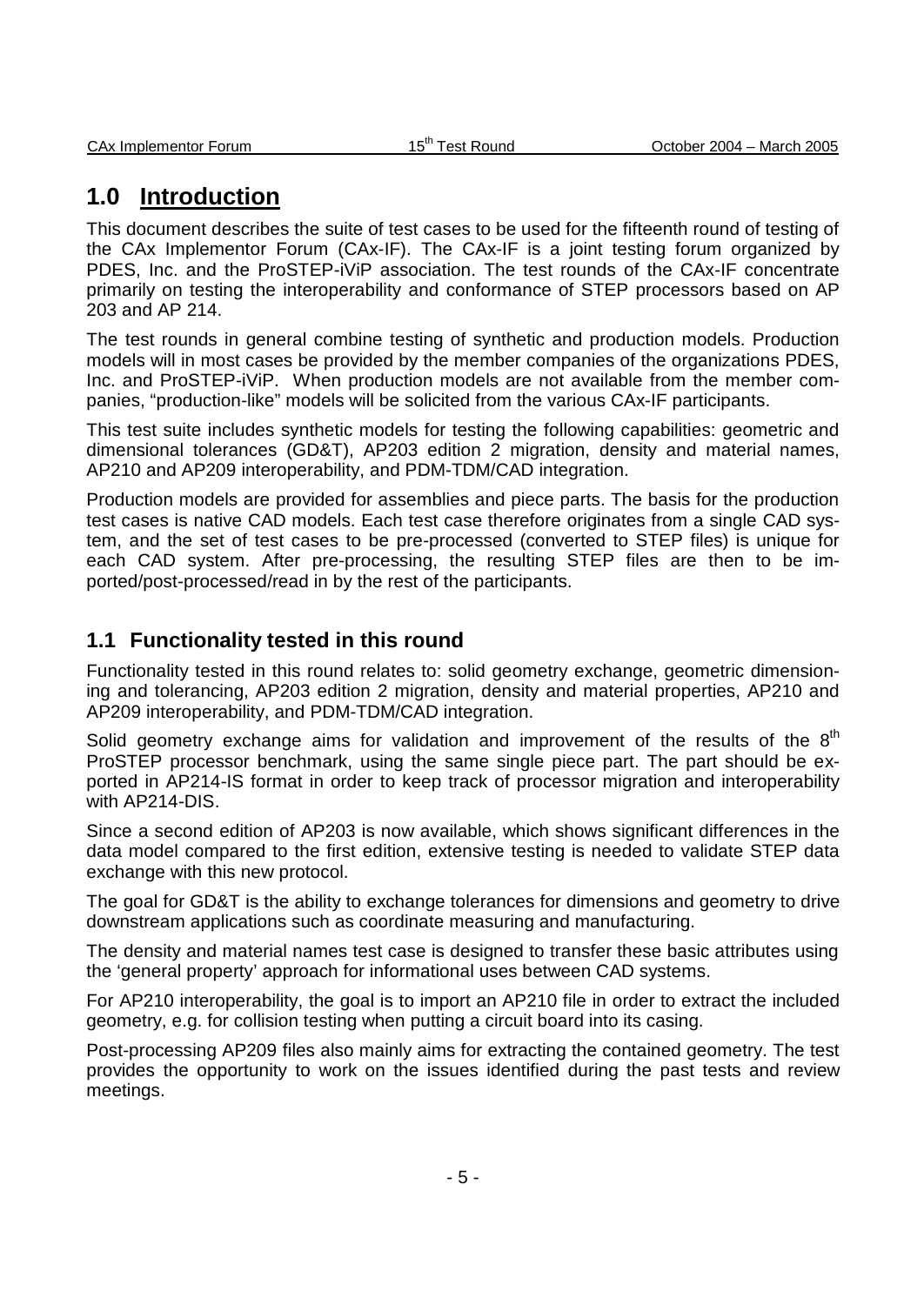## 1.0 Introduction

This document describes the suite of test cases to be used for the fifteenth round of testing of the CAx Implementor Forum (CAx-IF). The CAx-IF is a joint testing forum organized by PDES, Inc. and the ProSTEP-iViP association. The test rounds of the CAx-IF concentrate primarily on testing the interoperability and conformance of STEP processors based on AP 203 and AP 214.

The test rounds in general combine testing of synthetic and production models. Production models will in most cases be provided by the member companies of the organizations PDES, Inc. and ProSTEP-iViP. When production models are not available from the member companies, "production-like" models will be solicited from the various CAx-IF participants.

This test suite includes synthetic models for testing the following capabilities: geometric and dimensional tolerances (GD&T), AP203 edition 2 migration, density and material names, AP210 and AP209 interoperability, and PDM-TDM/CAD integration.

Production models are provided for assemblies and piece parts. The basis for the production test cases is native CAD models. Each test case therefore originates from a single CAD system, and the set of test cases to be pre-processed (converted to STEP files) is unique for each CAD system. After pre-processing, the resulting STEP files are then to be imported/post-processed/read in by the rest of the participants.

### 1.1 Functionality tested in this round

Functionality tested in this round relates to: solid geometry exchange, geometric dimensioning and tolerancing, AP203 edition 2 migration, density and material properties, AP210 and AP209 interoperability, and PDM-TDM/CAD integration.

Solid geometry exchange aims for validation and improvement of the results of the 8th ProSTEP processor benchmark, using the same single piece part. The part should be exported in AP214-IS format in order to keep track of processor migration and interoperability with AP214-DIS.

Since a second edition of AP203 is now available, which shows significant differences in the data model compared to the first edition, extensive testing is needed to validate STEP data exchange with this new protocol.

The goal for GD&T is the ability to exchange tolerances for dimensions and geometry to drive downstream applications such as coordinate measuring and manufacturing.

The density and material names test case is designed to transfer these basic attributes using the 'general property' approach for informational uses between CAD systems.

For AP210 interoperability, the goal is to import an AP210 file in order to extract the included geometry, e.g. for collision testing when putting a circuit board into its casing.

Post-processing AP209 files also mainly aims for extracting the contained geometry. The test provides the opportunity to work on the issues identified during the past tests and review meetings.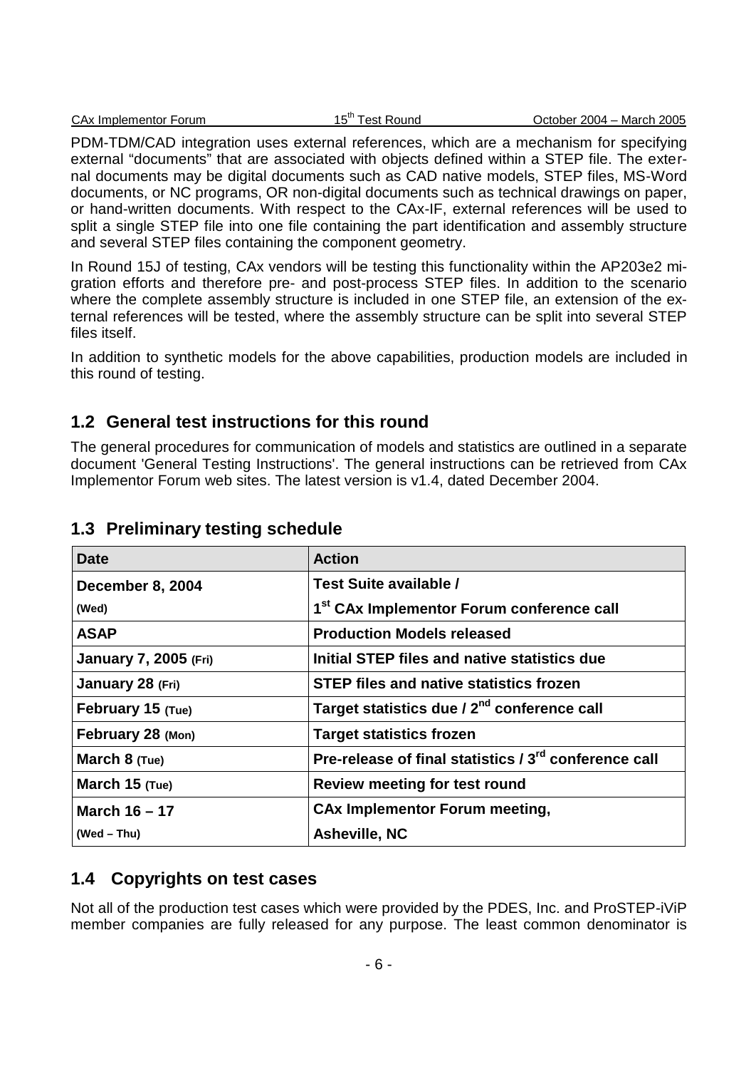PDM-TDM/CAD integration uses external references, which are a mechanism for specifying external "documents" that are associated with objects defined within a STEP file. The external documents may be digital documents such as CAD native models, STEP files, MS-Word documents, or NC programs, OR non-digital documents such as technical drawings on paper, or hand-written documents. With respect to the CAx-IF, external references will be used to split a single STEP file into one file containing the part identification and assembly structure and several STEP files containing the component geometry.

In Round 15J of testing, CAx vendors will be testing this functionality within the AP203e2 migration efforts and therefore pre- and post-process STEP files. In addition to the scenario where the complete assembly structure is included in one STEP file, an extension of the external references will be tested, where the assembly structure can be split into several STEP files itself.

In addition to synthetic models for the above capabilities, production models are included in this round of testing.

## 1.2 General test instructions for this round

The general procedures for communication of models and statistics are outlined in a separate document 'General Testing Instructions'. The general instructions can be retrieved from CAx Implementor Forum web sites. The latest version is v1.4, dated December 2004.

## 1.3 Preliminary testing schedule

| Date | Action |
|---|---|
| **December 8, 2004** **(Wed)** | **Test Suite available /** **1st CAx Implementor Forum conference call** |
| **ASAP** | **Production Models released** |
| **January 7, 2005 (Fri)** | **Initial STEP files and native statistics due** |
| **January 28 (Fri)** | **STEP files and native statistics frozen** |
| **February 15 (Tue)** | **Target statistics due / 2nd conference call** |
| **February 28 (Mon)** | **Target statistics frozen** |
| **March 8 (Tue)** | **Pre-release of final statistics / 3rd conference call** |
| **March 15 (Tue)** | **Review meeting for test round** |
| **March 16 – 17** **(Wed – Thu)** | **CAx Implementor Forum meeting,** **Asheville, NC** |

## 1.4 Copyrights on test cases

Not all of the production test cases which were provided by the PDES, Inc. and ProSTEP-iViP member companies are fully released for any purpose. The least common denominator is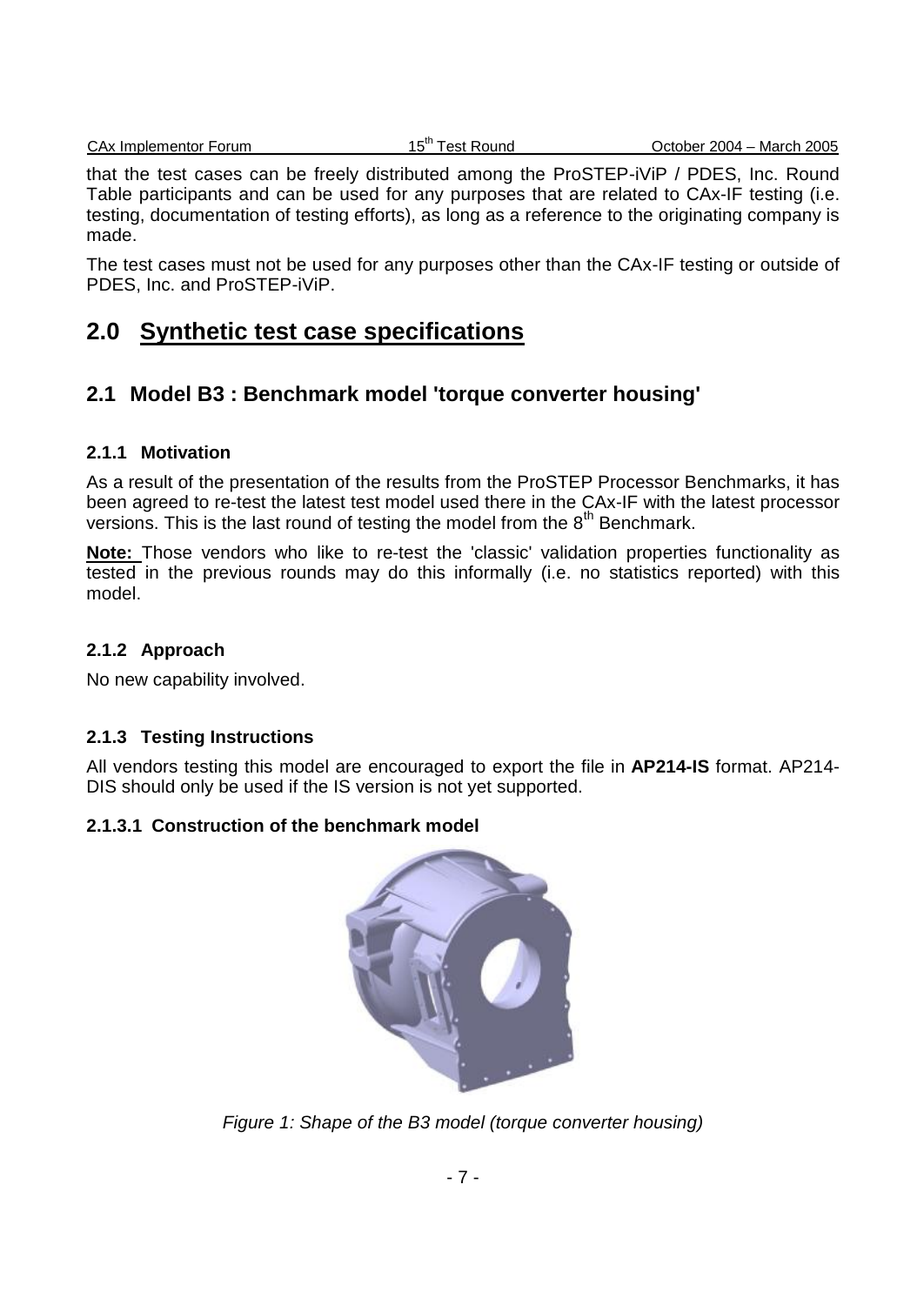that the test cases can be freely distributed among the ProSTEP-iViP / PDES, Inc. Round Table participants and can be used for any purposes that are related to CAx-IF testing (i.e. testing, documentation of testing efforts), as long as a reference to the originating company is made.

The test cases must not be used for any purposes other than the CAx-IF testing or outside of PDES, Inc. and ProSTEP-iViP.

# 2.0 Synthetic test case specifications

## 2.1 Model B3 : Benchmark model 'torque converter housing'

### 2.1.1 Motivation

As a result of the presentation of the results from the ProSTEP Processor Benchmarks, it has been agreed to re-test the latest test model used there in the CAx-IF with the latest processor versions. This is the last round of testing the model from the 8th Benchmark.

**Note:** Those vendors who like to re-test the 'classic' validation properties functionality as tested in the previous rounds may do this informally (i.e. no statistics reported) with this model.

### 2.1.2 Approach

No new capability involved.

### 2.1.3 Testing Instructions

All vendors testing this model are encouraged to export the file in **AP214-IS** format. AP214-DIS should only be used if the IS version is not yet supported.

#### 2.1.3.1 Construction of the benchmark model

*Figure 1: Shape of the B3 model (torque converter housing)*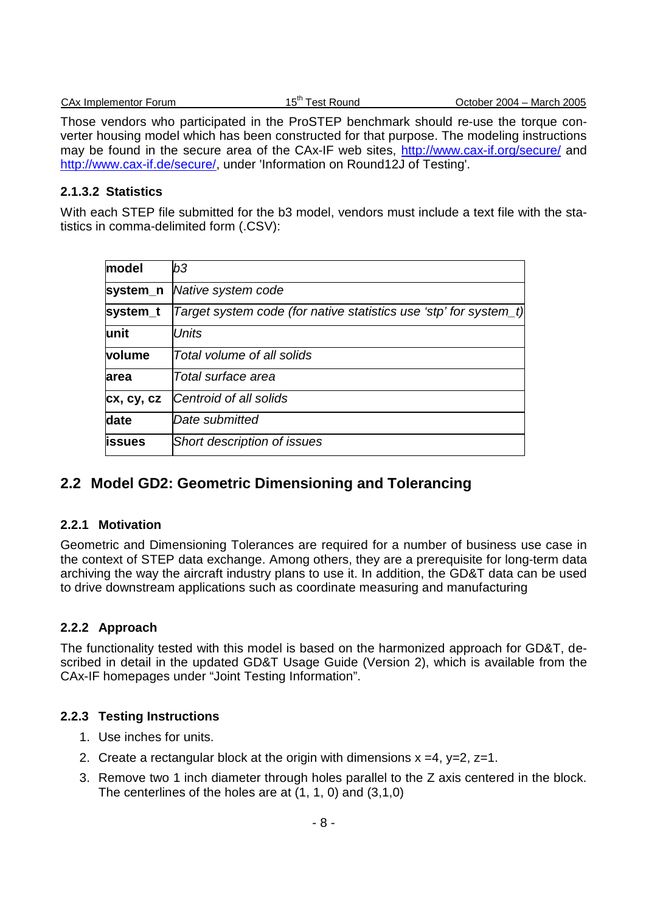Those vendors who participated in the ProSTEP benchmark should re-use the torque converter housing model which has been constructed for that purpose. The modeling instructions may be found in the secure area of the CAx-IF web sites, http://www.cax-if.org/secure/ and http://www.cax-if.de/secure/, under 'Information on Round12J of Testing'.

#### 2.1.3.2 Statistics

With each STEP file submitted for the b3 model, vendors must include a text file with the statistics in comma-delimited form (.CSV):

| | |
|---|---|
| **model** | *b3* |
| **system_n** | *Native system code* |
| **system_t** | *Target system code (for native statistics use 'stp' for system_t)* |
| **unit** | *Units* |
| **volume** | *Total volume of all solids* |
| **area** | *Total surface area* |
| **cx, cy, cz** | *Centroid of all solids* |
| **date** | *Date submitted* |
| **issues** | *Short description of issues* |

## 2.2 Model GD2: Geometric Dimensioning and Tolerancing

### 2.2.1 Motivation

Geometric and Dimensioning Tolerances are required for a number of business use case in the context of STEP data exchange. Among others, they are a prerequisite for long-term data archiving the way the aircraft industry plans to use it. In addition, the GD&T data can be used to drive downstream applications such as coordinate measuring and manufacturing

### 2.2.2 Approach

The functionality tested with this model is based on the harmonized approach for GD&T, described in detail in the updated GD&T Usage Guide (Version 2), which is available from the CAx-IF homepages under "Joint Testing Information".

### 2.2.3 Testing Instructions

1. Use inches for units.
2. Create a rectangular block at the origin with dimensions x =4, y=2, z=1.
3. Remove two 1 inch diameter through holes parallel to the Z axis centered in the block. The centerlines of the holes are at (1, 1, 0) and (3,1,0)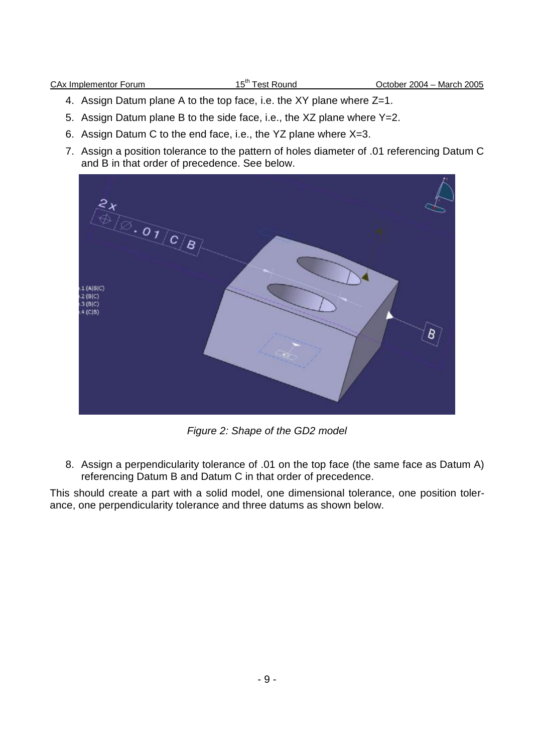4. Assign Datum plane A to the top face, i.e. the XY plane where Z=1.
5. Assign Datum plane B to the side face, i.e., the XZ plane where Y=2.
6. Assign Datum C to the end face, i.e., the YZ plane where X=3.
7. Assign a position tolerance to the pattern of holes diameter of .01 referencing Datum C and B in that order of precedence. See below.

*Figure 2: Shape of the GD2 model*

8. Assign a perpendicularity tolerance of .01 on the top face (the same face as Datum A) referencing Datum B and Datum C in that order of precedence.

This should create a part with a solid model, one dimensional tolerance, one position tolerance, one perpendicularity tolerance and three datums as shown below.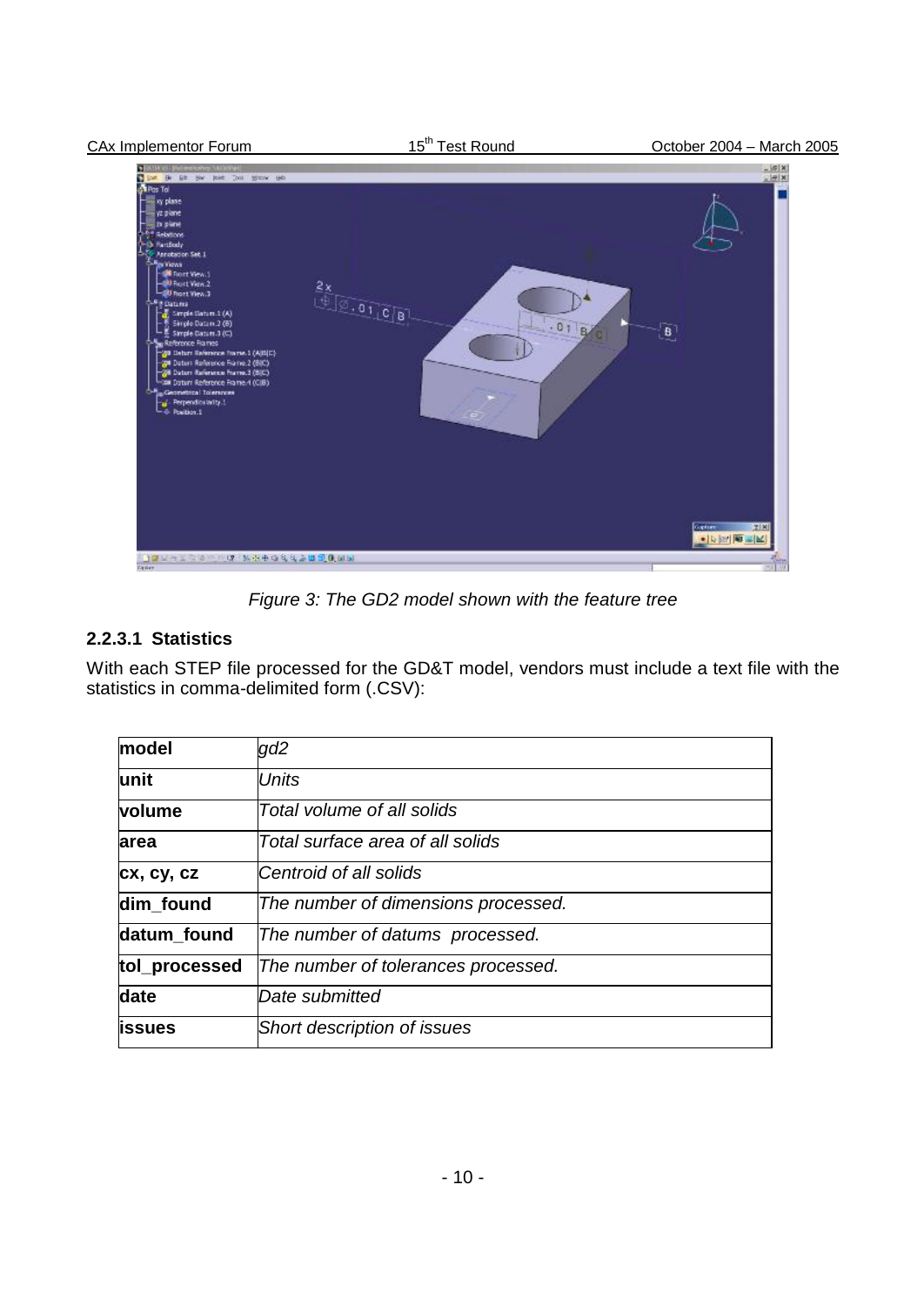Figure 3: The GD2 model shown with the feature tree

#### 2.2.3.1 Statistics

With each STEP file processed for the GD&T model, vendors must include a text file with the statistics in comma-delimited form (.CSV):

| | |
|---|---|
| **model** | *gd2* |
| **unit** | *Units* |
| **volume** | *Total volume of all solids* |
| **area** | *Total surface area of all solids* |
| **cx, cy, cz** | *Centroid of all solids* |
| **dim_found** | *The number of dimensions processed.* |
| **datum_found** | *The number of datums processed.* |
| **tol_processed** | *The number of tolerances processed.* |
| **date** | *Date submitted* |
| **issues** | *Short description of issues* |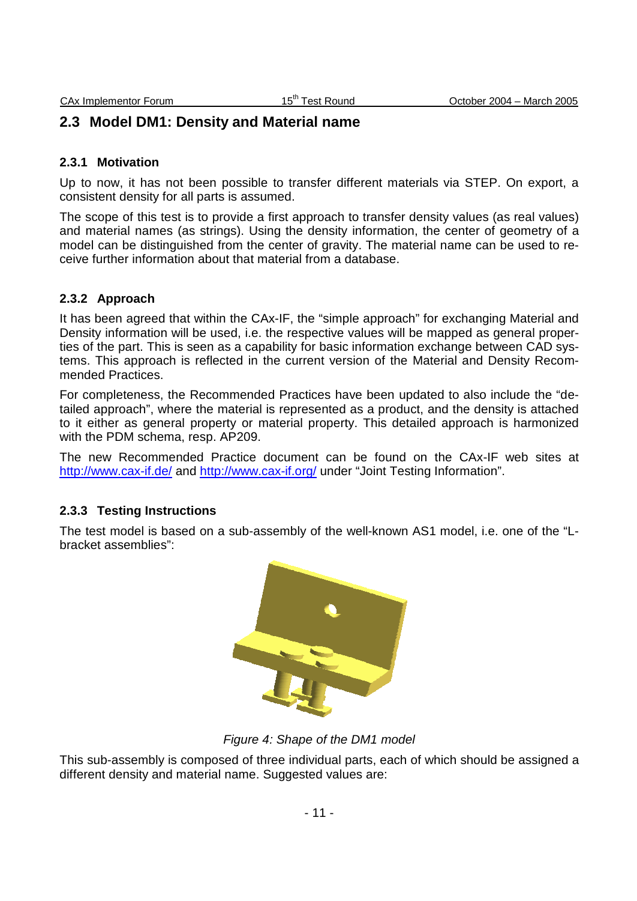## 2.3 Model DM1: Density and Material name

### 2.3.1 Motivation

Up to now, it has not been possible to transfer different materials via STEP. On export, a consistent density for all parts is assumed.

The scope of this test is to provide a first approach to transfer density values (as real values) and material names (as strings). Using the density information, the center of geometry of a model can be distinguished from the center of gravity. The material name can be used to receive further information about that material from a database.

### 2.3.2 Approach

It has been agreed that within the CAx-IF, the "simple approach" for exchanging Material and Density information will be used, i.e. the respective values will be mapped as general properties of the part. This is seen as a capability for basic information exchange between CAD systems. This approach is reflected in the current version of the Material and Density Recommended Practices.

For completeness, the Recommended Practices have been updated to also include the "detailed approach", where the material is represented as a product, and the density is attached to it either as general property or material property. This detailed approach is harmonized with the PDM schema, resp. AP209.

The new Recommended Practice document can be found on the CAx-IF web sites at http://www.cax-if.de/ and http://www.cax-if.org/ under "Joint Testing Information".

### 2.3.3 Testing Instructions

The test model is based on a sub-assembly of the well-known AS1 model, i.e. one of the "L-bracket assemblies":

*Figure 4: Shape of the DM1 model*

This sub-assembly is composed of three individual parts, each of which should be assigned a different density and material name. Suggested values are: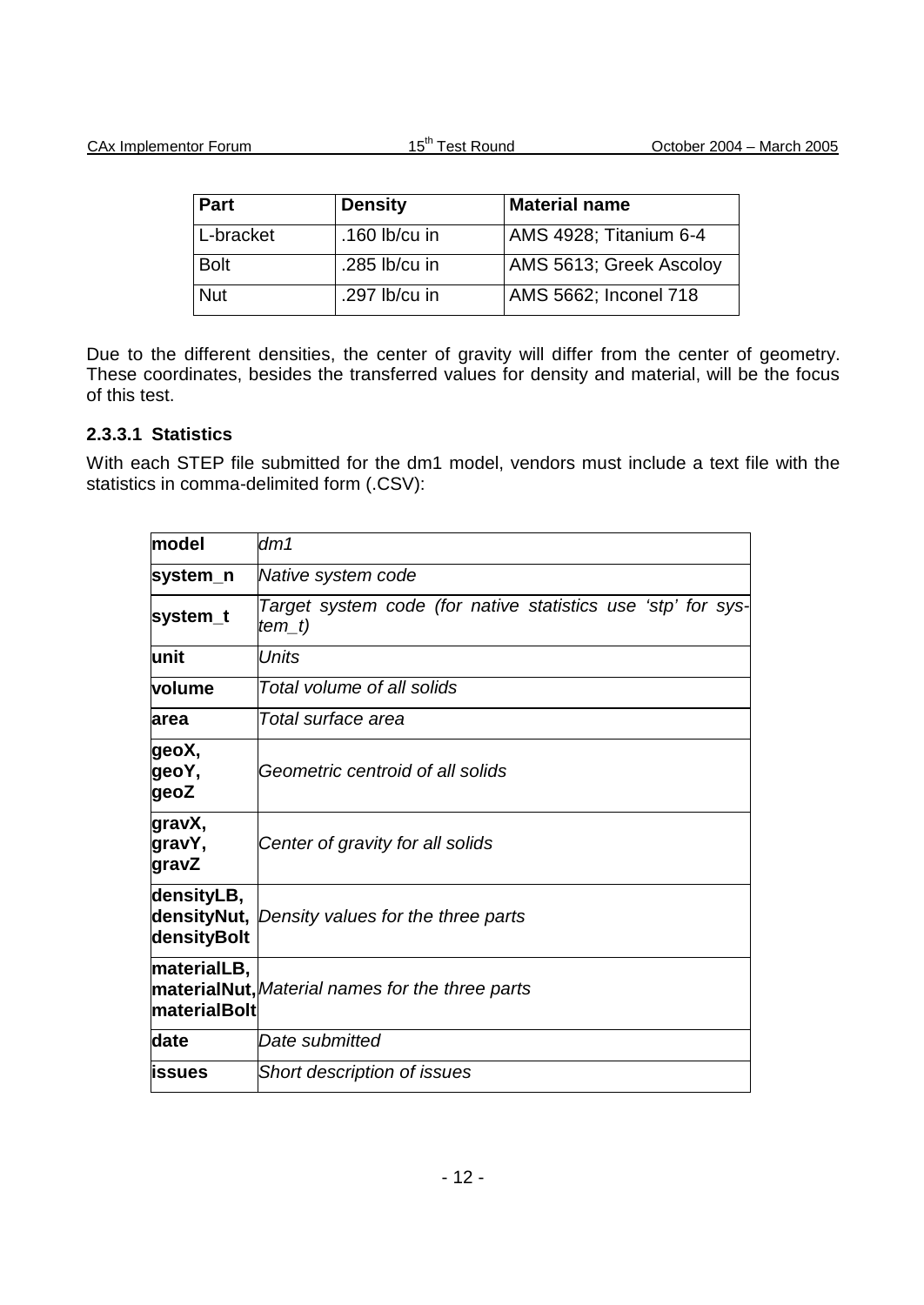| Part | Density | Material name |
| --- | --- | --- |
| L-bracket | .160 lb/cu in | AMS 4928; Titanium 6-4 |
| Bolt | .285 lb/cu in | AMS 5613; Greek Ascoloy |
| Nut | .297 lb/cu in | AMS 5662; Inconel 718 |

Due to the different densities, the center of gravity will differ from the center of geometry. These coordinates, besides the transferred values for density and material, will be the focus of this test.

#### 2.3.3.1 Statistics

With each STEP file submitted for the dm1 model, vendors must include a text file with the statistics in comma-delimited form (.CSV):

| | |
| --- | --- |
| **model** | *dm1* |
| **system_n** | *Native system code* |
| **system_t** | *Target system code (for native statistics use 'stp' for system_t)* |
| **unit** | *Units* |
| **volume** | *Total volume of all solids* |
| **area** | *Total surface area* |
| **geoX, geoY, geoZ** | *Geometric centroid of all solids* |
| **gravX, gravY, gravZ** | *Center of gravity for all solids* |
| **densityLB, densityNut, densityBolt** | *Density values for the three parts* |
| **materialLB, materialNut, materialBolt** | *Material names for the three parts* |
| **date** | *Date submitted* |
| **issues** | *Short description of issues* |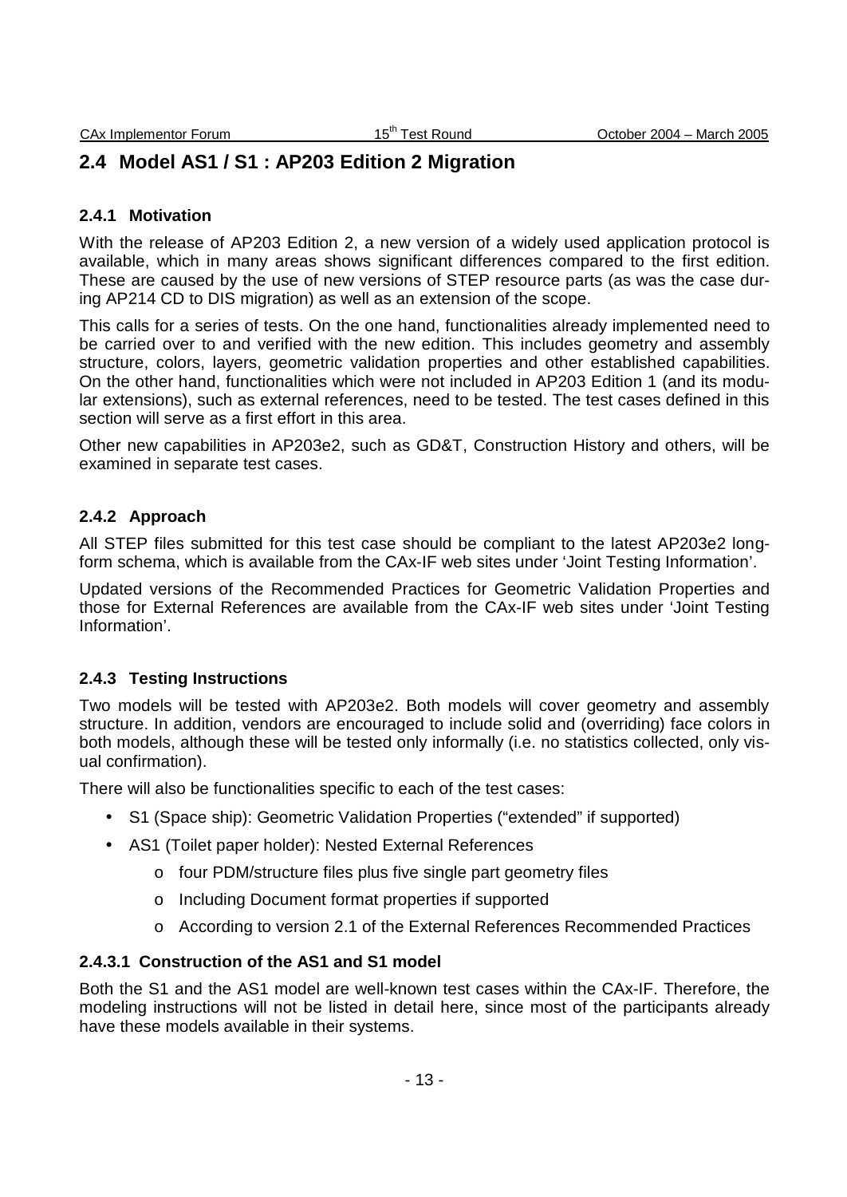## 2.4 Model AS1 / S1 : AP203 Edition 2 Migration

### 2.4.1 Motivation

With the release of AP203 Edition 2, a new version of a widely used application protocol is available, which in many areas shows significant differences compared to the first edition. These are caused by the use of new versions of STEP resource parts (as was the case during AP214 CD to DIS migration) as well as an extension of the scope.

This calls for a series of tests. On the one hand, functionalities already implemented need to be carried over to and verified with the new edition. This includes geometry and assembly structure, colors, layers, geometric validation properties and other established capabilities. On the other hand, functionalities which were not included in AP203 Edition 1 (and its modular extensions), such as external references, need to be tested. The test cases defined in this section will serve as a first effort in this area.

Other new capabilities in AP203e2, such as GD&T, Construction History and others, will be examined in separate test cases.

### 2.4.2 Approach

All STEP files submitted for this test case should be compliant to the latest AP203e2 long-form schema, which is available from the CAx-IF web sites under 'Joint Testing Information'.

Updated versions of the Recommended Practices for Geometric Validation Properties and those for External References are available from the CAx-IF web sites under 'Joint Testing Information'.

### 2.4.3 Testing Instructions

Two models will be tested with AP203e2. Both models will cover geometry and assembly structure. In addition, vendors are encouraged to include solid and (overriding) face colors in both models, although these will be tested only informally (i.e. no statistics collected, only visual confirmation).

There will also be functionalities specific to each of the test cases:

- S1 (Space ship): Geometric Validation Properties ("extended" if supported)
- AS1 (Toilet paper holder): Nested External References
  - four PDM/structure files plus five single part geometry files
  - Including Document format properties if supported
  - According to version 2.1 of the External References Recommended Practices

#### 2.4.3.1 Construction of the AS1 and S1 model

Both the S1 and the AS1 model are well-known test cases within the CAx-IF. Therefore, the modeling instructions will not be listed in detail here, since most of the participants already have these models available in their systems.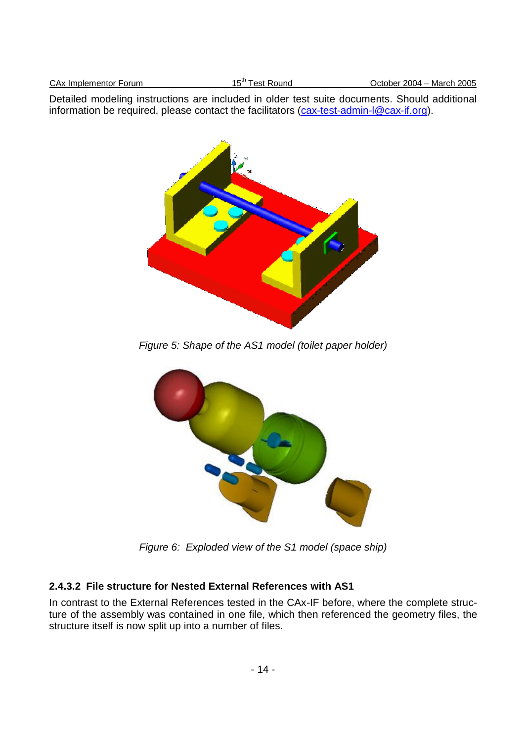Detailed modeling instructions are included in older test suite documents. Should additional information be required, please contact the facilitators (cax-test-admin-l@cax-if.org).

*Figure 5: Shape of the AS1 model (toilet paper holder)*

*Figure 6: Exploded view of the S1 model (space ship)*

#### 2.4.3.2 File structure for Nested External References with AS1

In contrast to the External References tested in the CAx-IF before, where the complete structure of the assembly was contained in one file, which then referenced the geometry files, the structure itself is now split up into a number of files.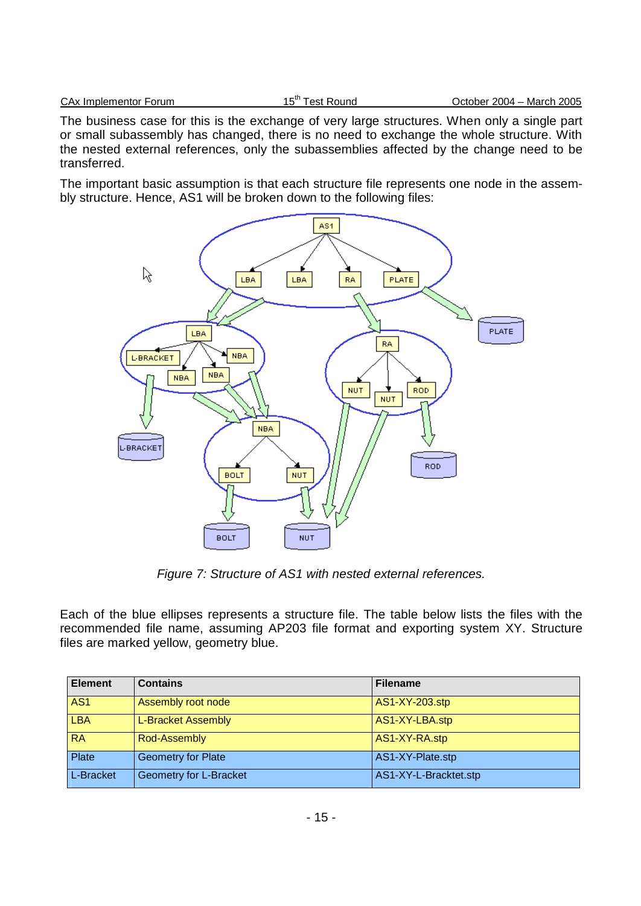The business case for this is the exchange of very large structures. When only a single part or small subassembly has changed, there is no need to exchange the whole structure. With the nested external references, only the subassemblies affected by the change need to be transferred.

The important basic assumption is that each structure file represents one node in the assembly structure. Hence, AS1 will be broken down to the following files:

*Figure 7: Structure of AS1 with nested external references.*

Each of the blue ellipses represents a structure file. The table below lists the files with the recommended file name, assuming AP203 file format and exporting system XY. Structure files are marked yellow, geometry blue.

| Element | Contains | Filename |
|---|---|---|
| AS1 | Assembly root node | AS1-XY-203.stp |
| LBA | L-Bracket Assembly | AS1-XY-LBA.stp |
| RA | Rod-Assembly | AS1-XY-RA.stp |
| Plate | Geometry for Plate | AS1-XY-Plate.stp |
| L-Bracket | Geometry for L-Bracket | AS1-XY-L-Bracktet.stp |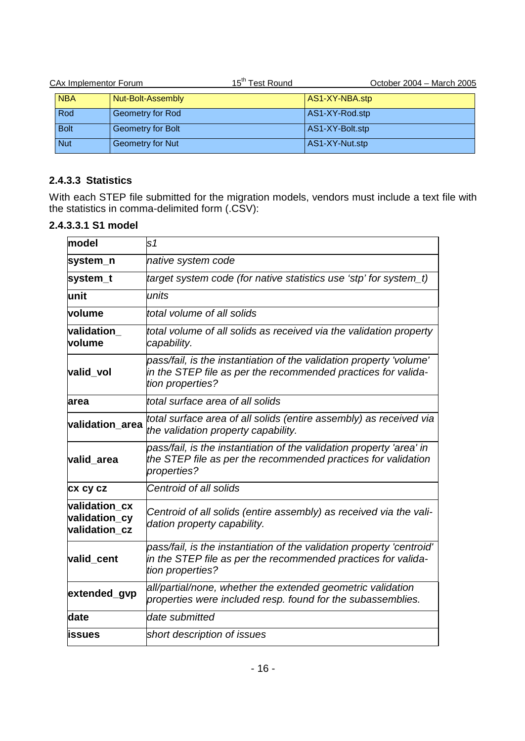| NBA | Nut-Bolt-Assembly | AS1-XY-NBA.stp |
|---|---|---|
| Rod | Geometry for Rod | AS1-XY-Rod.stp |
| Bolt | Geometry for Bolt | AS1-XY-Bolt.stp |
| Nut | Geometry for Nut | AS1-XY-Nut.stp |

### 2.4.3.3 Statistics

With each STEP file submitted for the migration models, vendors must include a text file with the statistics in comma-delimited form (.CSV):

#### 2.4.3.3.1 S1 model

| **model** | *s1* |
|---|---|
| **system_n** | *native system code* |
| **system_t** | *target system code (for native statistics use 'stp' for system_t)* |
| **unit** | *units* |
| **volume** | *total volume of all solids* |
| **validation_ volume** | *total volume of all solids as received via the validation property capability.* |
| **valid_vol** | *pass/fail, is the instantiation of the validation property 'volume' in the STEP file as per the recommended practices for validation properties?* |
| **area** | *total surface area of all solids* |
| **validation_area** | *total surface area of all solids (entire assembly) as received via the validation property capability.* |
| **valid_area** | *pass/fail, is the instantiation of the validation property 'area' in the STEP file as per the recommended practices for validation properties?* |
| **cx cy cz** | *Centroid of all solids* |
| **validation_cx validation_cy validation_cz** | *Centroid of all solids (entire assembly) as received via the validation property capability.* |
| **valid_cent** | *pass/fail, is the instantiation of the validation property 'centroid' in the STEP file as per the recommended practices for validation properties?* |
| **extended_gvp** | *all/partial/none, whether the extended geometric validation properties were included resp. found for the subassemblies.* |
| **date** | *date submitted* |
| **issues** | *short description of issues* |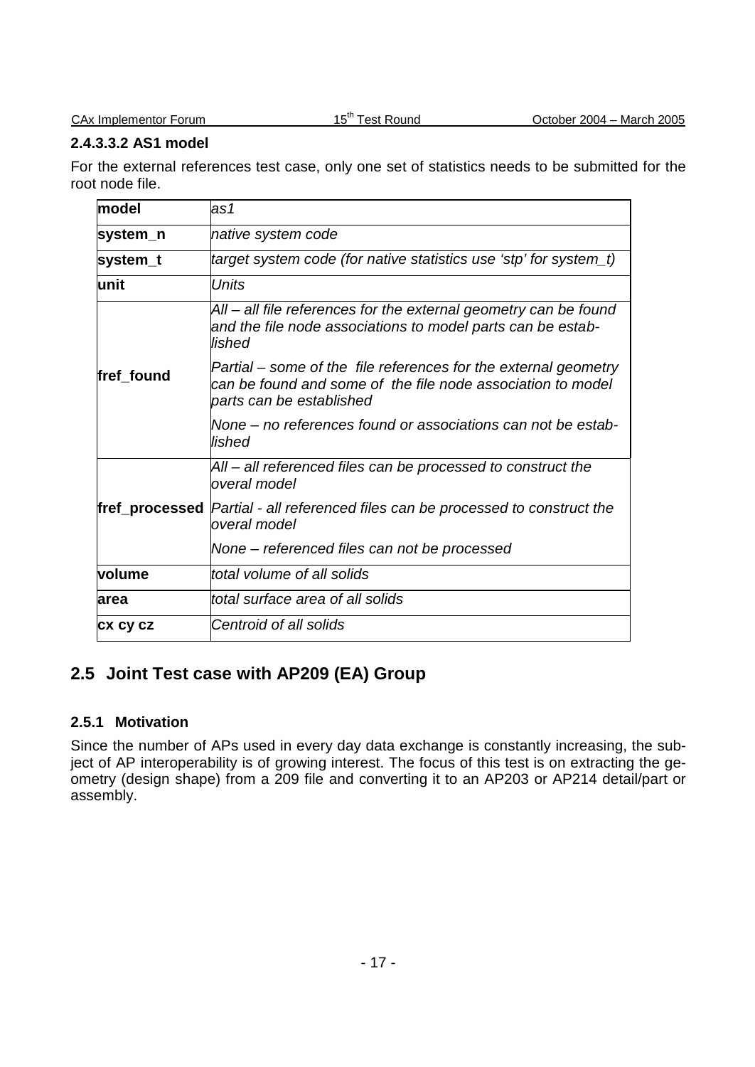#### 2.4.3.3.2 AS1 model

For the external references test case, only one set of statistics needs to be submitted for the root node file.

| **model** | *as1* |
|---|---|
| **system_n** | *native system code* |
| **system_t** | *target system code (for native statistics use 'stp' for system_t)* |
| **unit** | *Units* |
| **fref_found** | *All – all file references for the external geometry can be found and the file node associations to model parts can be established*<br><br>*Partial – some of the file references for the external geometry can be found and some of the file node association to model parts can be established*<br><br>*None – no references found or associations can not be established* |
| **fref_processed** | *All – all referenced files can be processed to construct the overal model*<br><br>*Partial - all referenced files can be processed to construct the overal model*<br><br>*None – referenced files can not be processed* |
| **volume** | *total volume of all solids* |
| **area** | *total surface area of all solids* |
| **cx cy cz** | *Centroid of all solids* |

## 2.5 Joint Test case with AP209 (EA) Group

### 2.5.1 Motivation

Since the number of APs used in every day data exchange is constantly increasing, the subject of AP interoperability is of growing interest. The focus of this test is on extracting the geometry (design shape) from a 209 file and converting it to an AP203 or AP214 detail/part or assembly.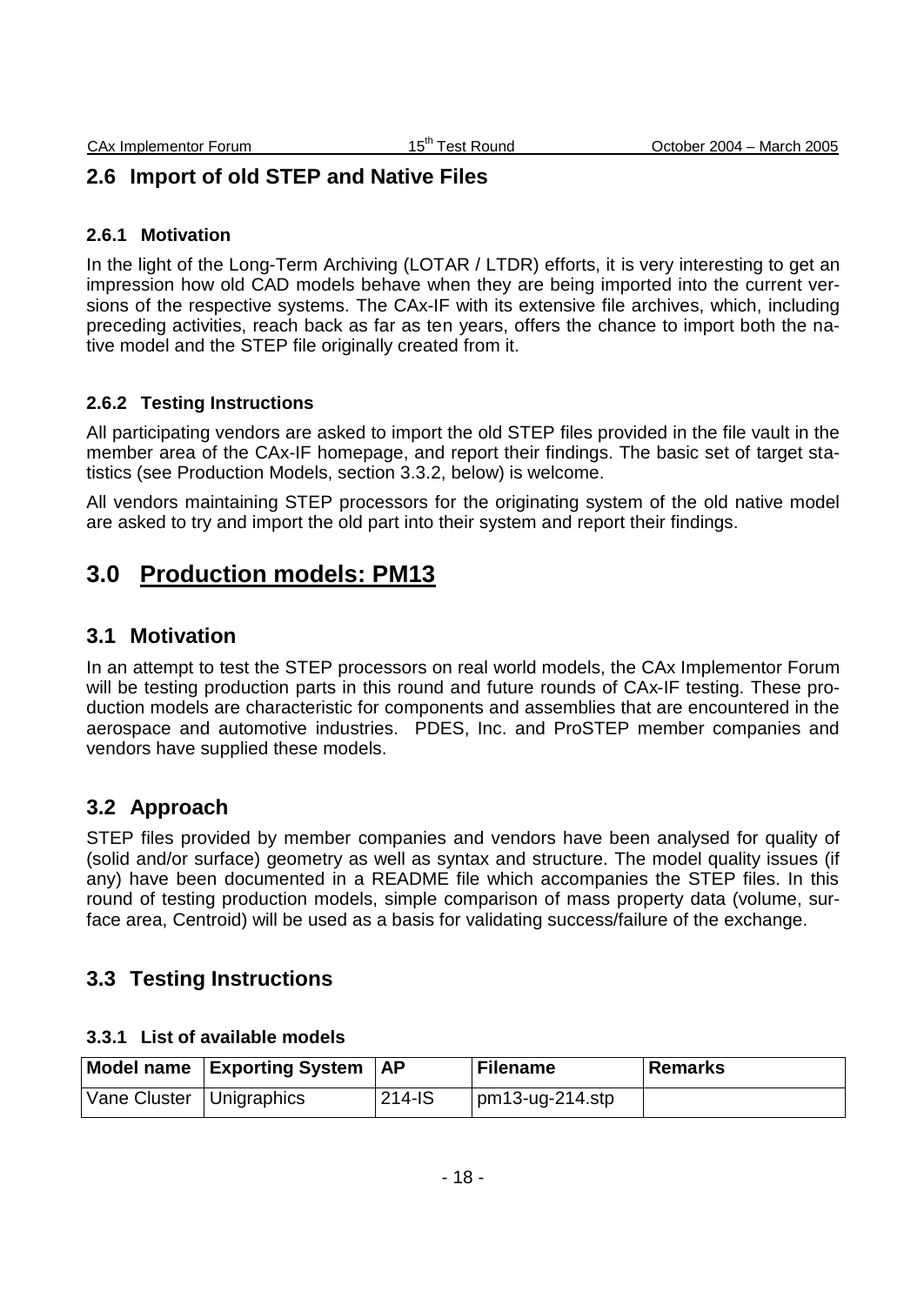## 2.6 Import of old STEP and Native Files

### 2.6.1 Motivation

In the light of the Long-Term Archiving (LOTAR / LTDR) efforts, it is very interesting to get an impression how old CAD models behave when they are being imported into the current versions of the respective systems. The CAx-IF with its extensive file archives, which, including preceding activities, reach back as far as ten years, offers the chance to import both the native model and the STEP file originally created from it.

### 2.6.2 Testing Instructions

All participating vendors are asked to import the old STEP files provided in the file vault in the member area of the CAx-IF homepage, and report their findings. The basic set of target statistics (see Production Models, section 3.3.2, below) is welcome.

All vendors maintaining STEP processors for the originating system of the old native model are asked to try and import the old part into their system and report their findings.

# 3.0 Production models: PM13

## 3.1 Motivation

In an attempt to test the STEP processors on real world models, the CAx Implementor Forum will be testing production parts in this round and future rounds of CAx-IF testing. These production models are characteristic for components and assemblies that are encountered in the aerospace and automotive industries. PDES, Inc. and ProSTEP member companies and vendors have supplied these models.

## 3.2 Approach

STEP files provided by member companies and vendors have been analysed for quality of (solid and/or surface) geometry as well as syntax and structure. The model quality issues (if any) have been documented in a README file which accompanies the STEP files. In this round of testing production models, simple comparison of mass property data (volume, surface area, Centroid) will be used as a basis for validating success/failure of the exchange.

## 3.3 Testing Instructions

### 3.3.1 List of available models

| Model name | Exporting System | AP | Filename | Remarks |
|---|---|---|---|---|
| Vane Cluster | Unigraphics | 214-IS | pm13-ug-214.stp | |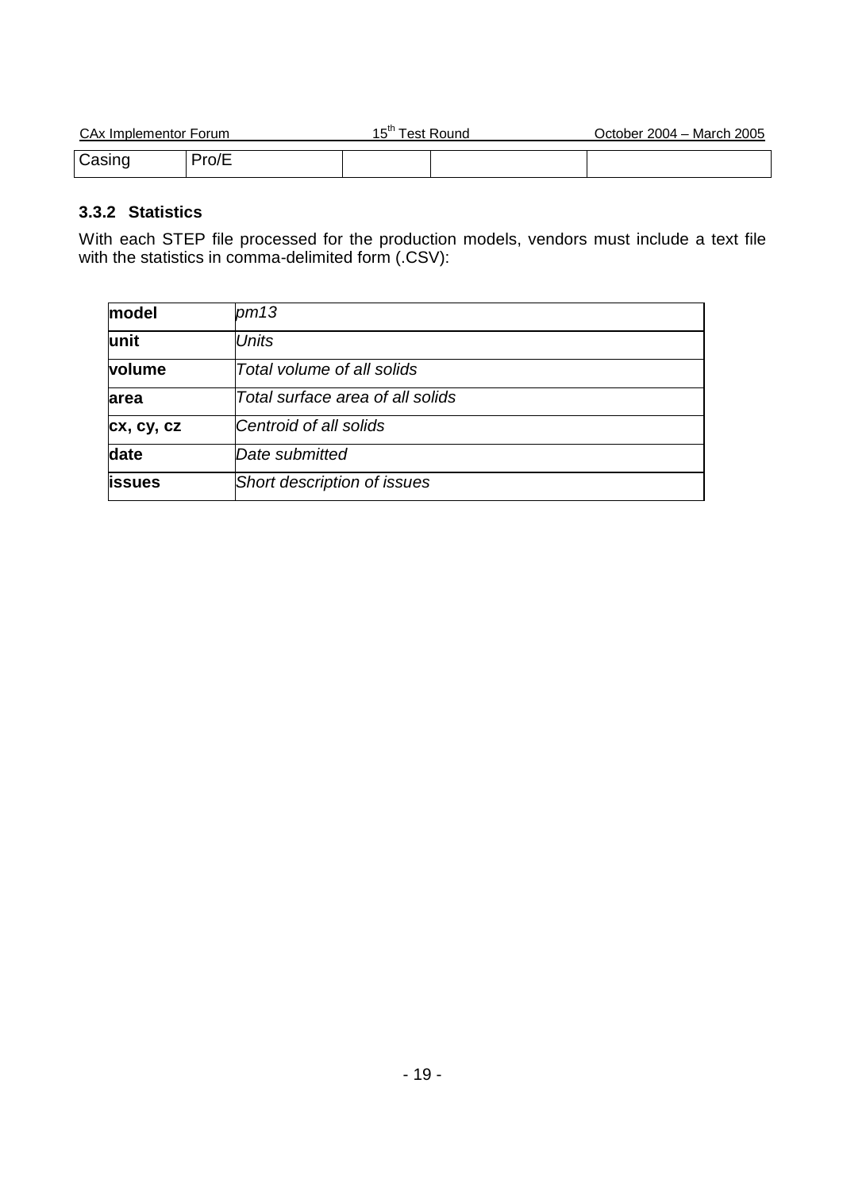| | | | | |
|---|---|---|---|---|
| Casing | Pro/E | | | |

### 3.3.2 Statistics

With each STEP file processed for the production models, vendors must include a text file with the statistics in comma-delimited form (.CSV):

| | |
|---|---|
| **model** | *pm13* |
| **unit** | *Units* |
| **volume** | *Total volume of all solids* |
| **area** | *Total surface area of all solids* |
| **cx, cy, cz** | *Centroid of all solids* |
| **date** | *Date submitted* |
| **issues** | *Short description of issues* |